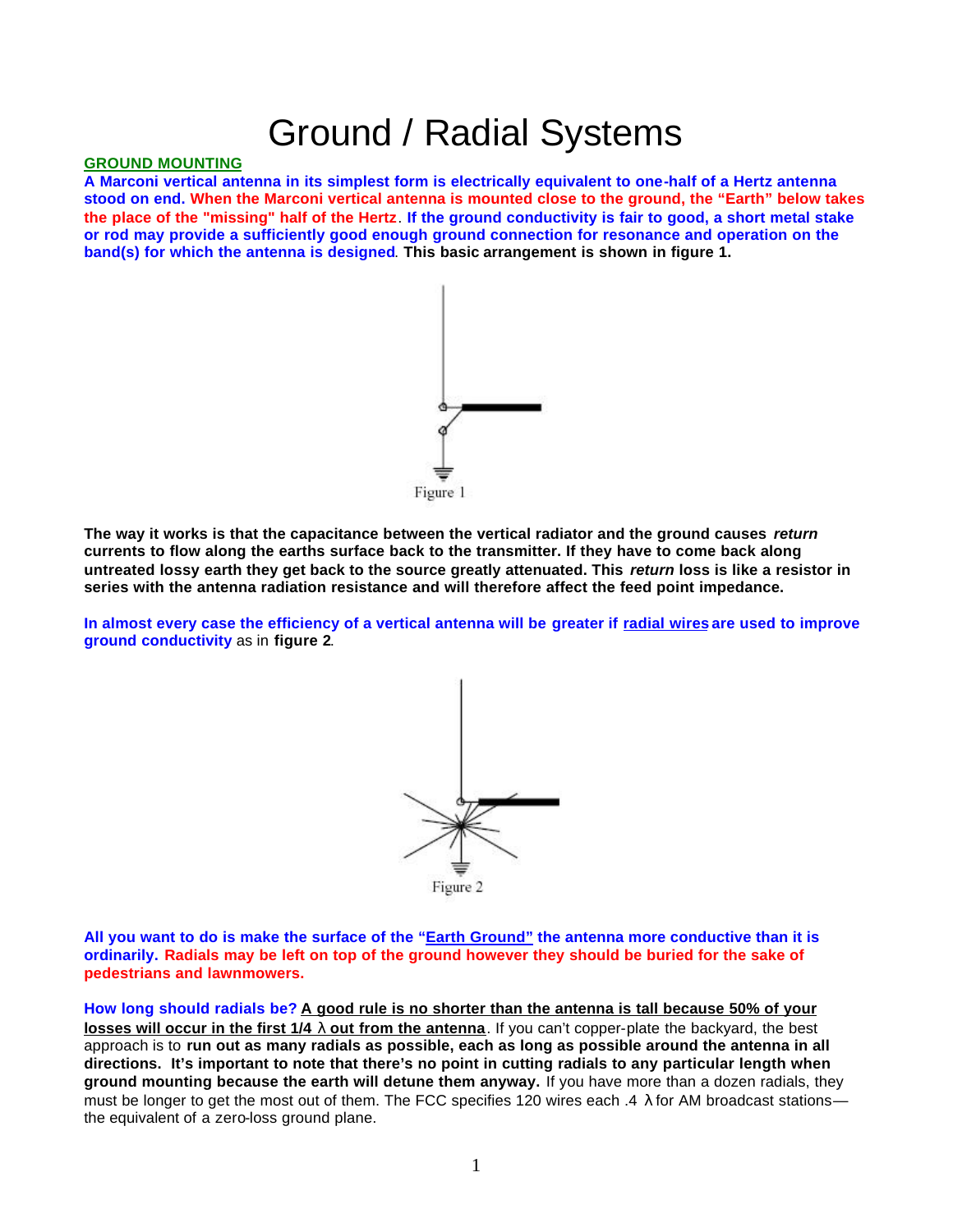# Ground / Radial Systems

**GROUND MOUNTING**

**A Marconi vertical antenna in its simplest form is electrically equivalent to one-half of a Hertz antenna stood on end. When the Marconi vertical antenna is mounted close to the ground, the "Earth" below takes the place of the "missing" half of the Hertz. If the ground conductivity is fair to good, a short metal stake or rod may provide a sufficiently good enough ground connection for resonance and operation on the band(s) for which the antenna is designed. This basic arrangement is shown in figure 1.**

Figure 1

**The way it works is that the capacitance between the vertical radiator and the ground causes *return* currents to flow along the earths surface back to the transmitter. If they have to come back along untreated lossy earth they get back to the source greatly attenuated. This *return* loss is like a resistor in series with the antenna radiation resistance and will therefore affect the feed point impedance.**

**In almost every case the efficiency of a vertical antenna will be greater if radial wires are used to improve ground conductivity** as in **figure 2**.

Figure 2

**All you want to do is make the surface of the "Earth Ground" the antenna more conductive than it is ordinarily. Radials may be left on top of the ground however they should be buried for the sake of pedestrians and lawnmowers.**

**How long should radials be? A good rule is no shorter than the antenna is tall because 50% of your losses will occur in the first 1/4 λ out from the antenna**. If you can't copper-plate the backyard, the best approach is to **run out as many radials as possible, each as long as possible around the antenna in all directions. It's important to note that there's no point in cutting radials to any particular length when ground mounting because the earth will detune them anyway.** If you have more than a dozen radials, they must be longer to get the most out of them. The FCC specifies 120 wires each .4 λ for AM broadcast stations—the equivalent of a zero-loss ground plane.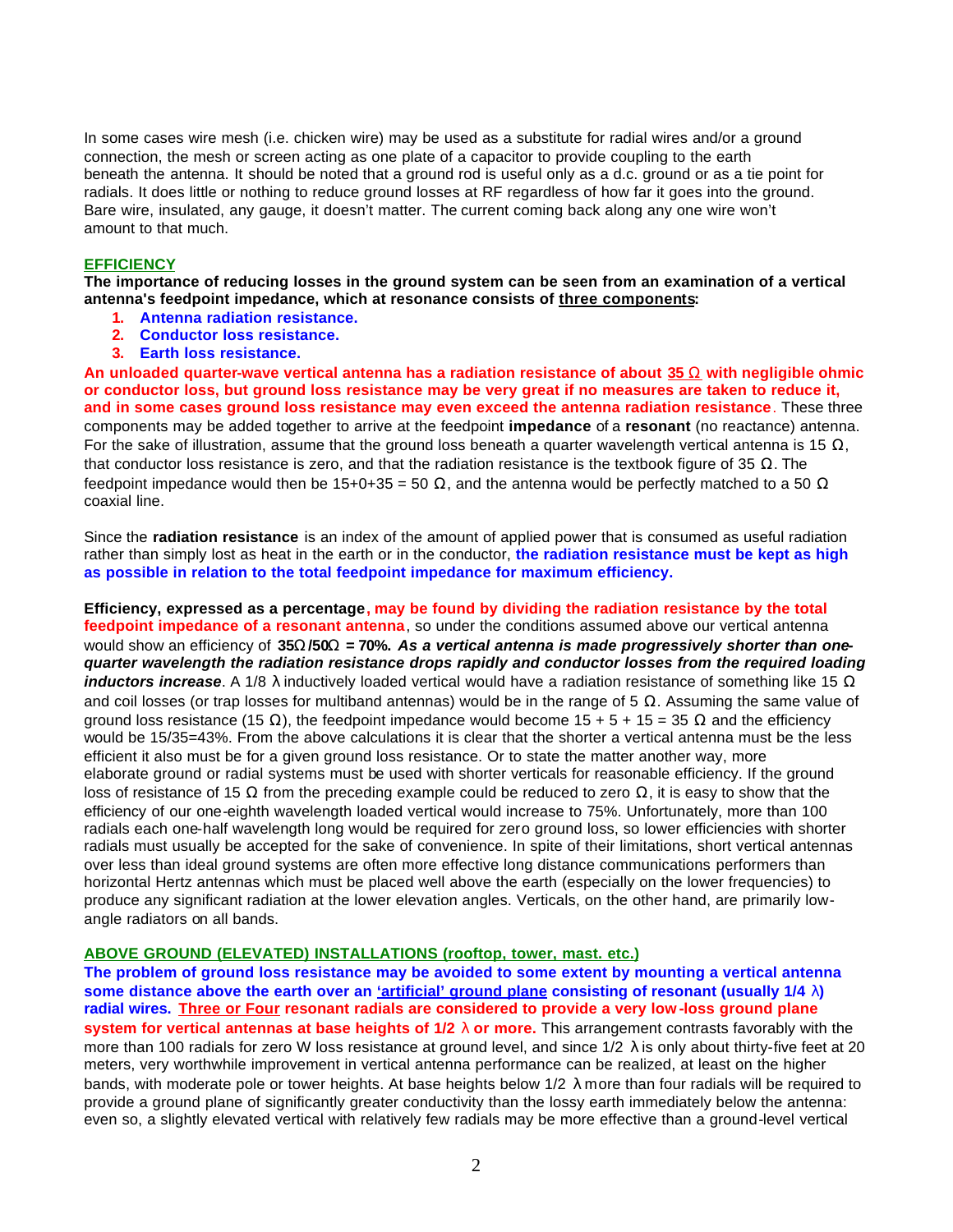In some cases wire mesh (i.e. chicken wire) may be used as a substitute for radial wires and/or a ground connection, the mesh or screen acting as one plate of a capacitor to provide coupling to the earth beneath the antenna. It should be noted that a ground rod is useful only as a d.c. ground or as a tie point for radials. It does little or nothing to reduce ground losses at RF regardless of how far it goes into the ground. Bare wire, insulated, any gauge, it doesn't matter. The current coming back along any one wire won't amount to that much.

## EFFICIENCY

**The importance of reducing losses in the ground system can be seen from an examination of a vertical antenna's feedpoint impedance, which at resonance consists of three components:**

1. **Antenna radiation resistance.**
2. **Conductor loss resistance.**
3. **Earth loss resistance.**

**An unloaded quarter-wave vertical antenna has a radiation resistance of about 35 Ω with negligible ohmic or conductor loss, but ground loss resistance may be very great if no measures are taken to reduce it, and in some cases ground loss resistance may even exceed the antenna radiation resistance**. These three components may be added together to arrive at the feedpoint **impedance** of a **resonant** (no reactance) antenna. For the sake of illustration, assume that the ground loss beneath a quarter wavelength vertical antenna is 15 Ω, that conductor loss resistance is zero, and that the radiation resistance is the textbook figure of 35 Ω. The feedpoint impedance would then be 15+0+35 = 50 Ω, and the antenna would be perfectly matched to a 50 Ω coaxial line.

Since the **radiation resistance** is an index of the amount of applied power that is consumed as useful radiation rather than simply lost as heat in the earth or in the conductor, **the radiation resistance must be kept as high as possible in relation to the total feedpoint impedance for maximum efficiency.**

**Efficiency, expressed as a percentage, may be found by dividing the radiation resistance by the total feedpoint impedance of a resonant antenna**, so under the conditions assumed above our vertical antenna would show an efficiency of **35Ω/50Ω = 70%.** ***As a vertical antenna is made progressively shorter than one-quarter wavelength the radiation resistance drops rapidly and conductor losses from the required loading inductors increase***. A 1/8 λ inductively loaded vertical would have a radiation resistance of something like 15 Ω and coil losses (or trap losses for multiband antennas) would be in the range of 5 Ω. Assuming the same value of ground loss resistance (15 Ω), the feedpoint impedance would become 15 + 5 + 15 = 35 Ω and the efficiency would be 15/35=43%. From the above calculations it is clear that the shorter a vertical antenna must be the less efficient it also must be for a given ground loss resistance. Or to state the matter another way, more elaborate ground or radial systems must be used with shorter verticals for reasonable efficiency. If the ground loss of resistance of 15 Ω from the preceding example could be reduced to zero Ω, it is easy to show that the efficiency of our one-eighth wavelength loaded vertical would increase to 75%. Unfortunately, more than 100 radials each one-half wavelength long would be required for zero ground loss, so lower efficiencies with shorter radials must usually be accepted for the sake of convenience. In spite of their limitations, short vertical antennas over less than ideal ground systems are often more effective long distance communications performers than horizontal Hertz antennas which must be placed well above the earth (especially on the lower frequencies) to produce any significant radiation at the lower elevation angles. Verticals, on the other hand, are primarily low-angle radiators on all bands.

## ABOVE GROUND (ELEVATED) INSTALLATIONS (rooftop, tower, mast. etc.)

**The problem of ground loss resistance may be avoided to some extent by mounting a vertical antenna some distance above the earth over an 'artificial' ground plane consisting of resonant (usually 1/4 λ) radial wires. Three or Four resonant radials are considered to provide a very low-loss ground plane system for vertical antennas at base heights of 1/2 λ or more.** This arrangement contrasts favorably with the more than 100 radials for zero W loss resistance at ground level, and since 1/2 λ is only about thirty-five feet at 20 meters, very worthwhile improvement in vertical antenna performance can be realized, at least on the higher bands, with moderate pole or tower heights. At base heights below 1/2 λ more than four radials will be required to provide a ground plane of significantly greater conductivity than the lossy earth immediately below the antenna: even so, a slightly elevated vertical with relatively few radials may be more effective than a ground-level vertical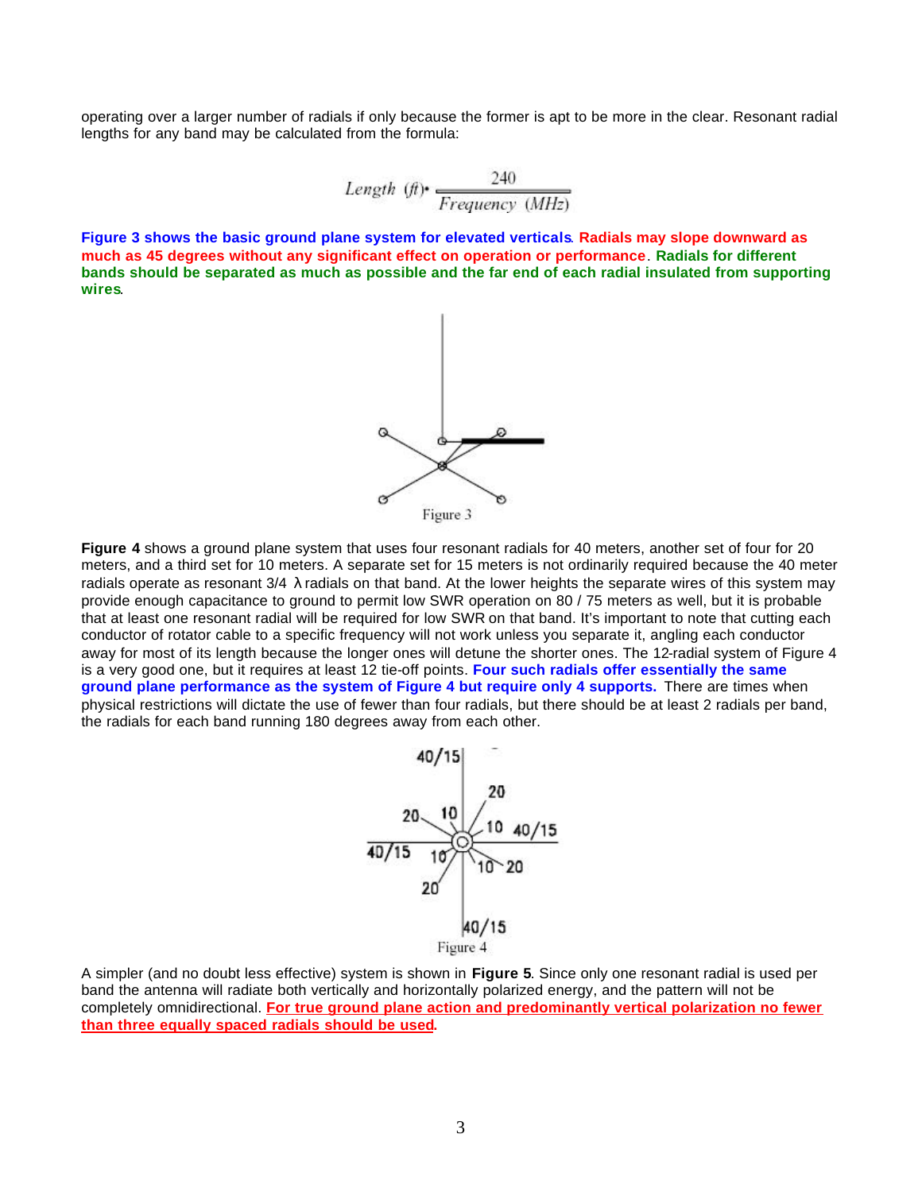operating over a larger number of radials if only because the former is apt to be more in the clear. Resonant radial lengths for any band may be calculated from the formula:

$$Length\ (ft) = \frac{240}{Frequency\ (MHz)}$$

**Figure 3 shows the basic ground plane system for elevated verticals**. **Radials may slope downward as much as 45 degrees without any significant effect on operation or performance**. **Radials for different bands should be separated as much as possible and the far end of each radial insulated from supporting wires**.

Figure 3

**Figure 4** shows a ground plane system that uses four resonant radials for 40 meters, another set of four for 20 meters, and a third set for 10 meters. A separate set for 15 meters is not ordinarily required because the 40 meter radials operate as resonant 3/4 λ radials on that band. At the lower heights the separate wires of this system may provide enough capacitance to ground to permit low SWR operation on 80 / 75 meters as well, but it is probable that at least one resonant radial will be required for low SWR on that band. It's important to note that cutting each conductor of rotator cable to a specific frequency will not work unless you separate it, angling each conductor away for most of its length because the longer ones will detune the shorter ones. The 12-radial system of Figure 4 is a very good one, but it requires at least 12 tie-off points. **Four such radials offer essentially the same ground plane performance as the system of Figure 4 but require only 4 supports.** There are times when physical restrictions will dictate the use of fewer than four radials, but there should be at least 2 radials per band, the radials for each band running 180 degrees away from each other.

Figure 4

A simpler (and no doubt less effective) system is shown in **Figure 5**. Since only one resonant radial is used per band the antenna will radiate both vertically and horizontally polarized energy, and the pattern will not be completely omnidirectional. **For true ground plane action and predominantly vertical polarization no fewer than three equally spaced radials should be used**.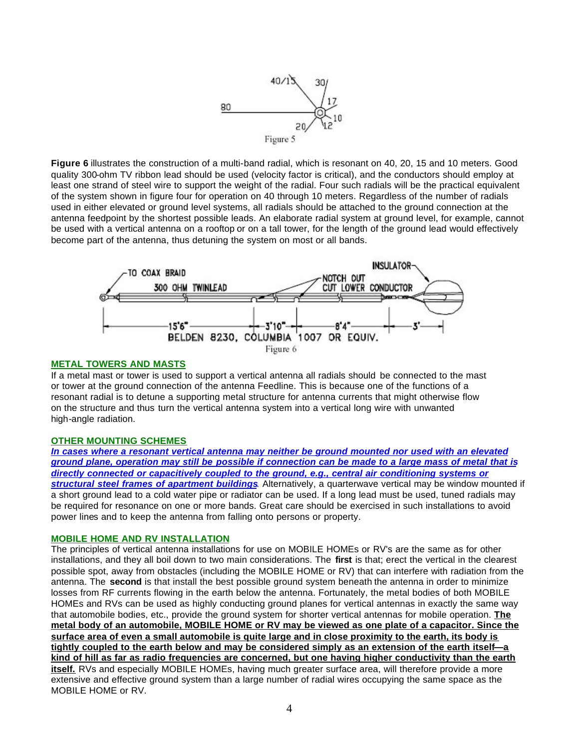Figure 5

**Figure 6** illustrates the construction of a multi-band radial, which is resonant on 40, 20, 15 and 10 meters. Good quality 300-ohm TV ribbon lead should be used (velocity factor is critical), and the conductors should employ at least one strand of steel wire to support the weight of the radial. Four such radials will be the practical equivalent of the system shown in figure four for operation on 40 through 10 meters. Regardless of the number of radials used in either elevated or ground level systems, all radials should be attached to the ground connection at the antenna feedpoint by the shortest possible leads. An elaborate radial system at ground level, for example, cannot be used with a vertical antenna on a rooftop or on a tall tower, for the length of the ground lead would effectively become part of the antenna, thus detuning the system on most or all bands.

Figure 6

## METAL TOWERS AND MASTS

If a metal mast or tower is used to support a vertical antenna all radials should be connected to the mast or tower at the ground connection of the antenna Feedline. This is because one of the functions of a resonant radial is to detune a supporting metal structure for antenna currents that might otherwise flow on the structure and thus turn the vertical antenna system into a vertical long wire with unwanted high-angle radiation.

## OTHER MOUNTING SCHEMES

***In cases where a resonant vertical antenna may neither be ground mounted nor used with an elevated ground plane, operation may still be possible if connection can be made to a large mass of metal that is directly connected or capacitively coupled to the ground, e.g., central air conditioning systems or structural steel frames of apartment buildings***. Alternatively, a quarterwave vertical may be window mounted if a short ground lead to a cold water pipe or radiator can be used. If a long lead must be used, tuned radials may be required for resonance on one or more bands. Great care should be exercised in such installations to avoid power lines and to keep the antenna from falling onto persons or property.

## MOBILE HOME AND RV INSTALLATION

The principles of vertical antenna installations for use on MOBILE HOMEs or RV's are the same as for other installations, and they all boil down to two main considerations. The **first** is that; erect the vertical in the clearest possible spot, away from obstacles (including the MOBILE HOME or RV) that can interfere with radiation from the antenna. The **second** is that install the best possible ground system beneath the antenna in order to minimize losses from RF currents flowing in the earth below the antenna. Fortunately, the metal bodies of both MOBILE HOMEs and RVs can be used as highly conducting ground planes for vertical antennas in exactly the same way that automobile bodies, etc., provide the ground system for shorter vertical antennas for mobile operation. **The metal body of an automobile, MOBILE HOME or RV may be viewed as one plate of a capacitor. Since the surface area of even a small automobile is quite large and in close proximity to the earth, its body is tightly coupled to the earth below and may be considered simply as an extension of the earth itself—a kind of hill as far as radio frequencies are concerned, but one having higher conductivity than the earth itself.** RVs and especially MOBILE HOMEs, having much greater surface area, will therefore provide a more extensive and effective ground system than a large number of radial wires occupying the same space as the MOBILE HOME or RV.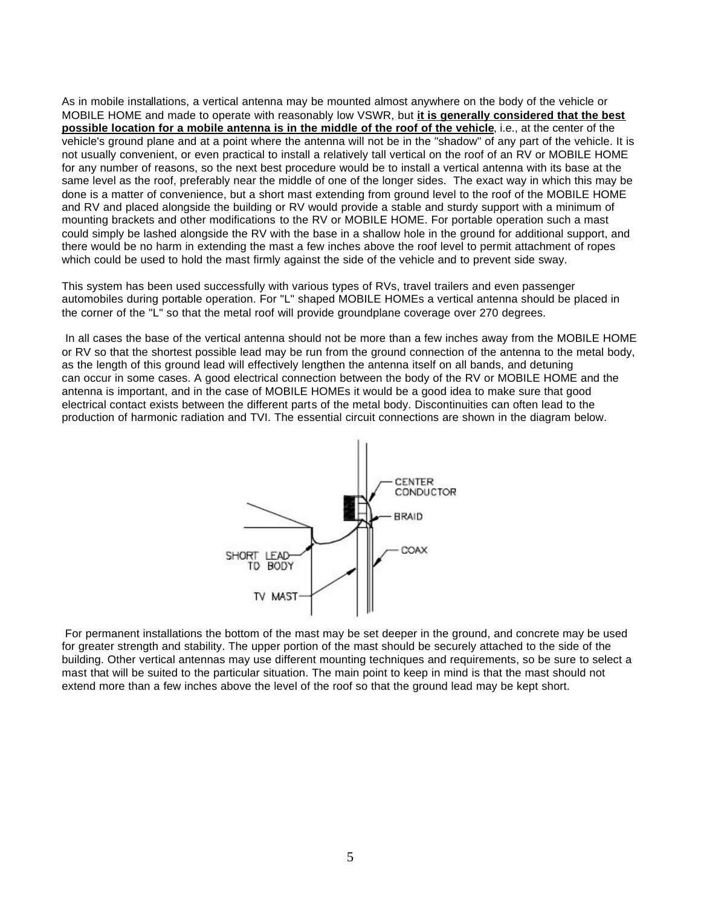As in mobile installations, a vertical antenna may be mounted almost anywhere on the body of the vehicle or MOBILE HOME and made to operate with reasonably low VSWR, but **it is generally considered that the best possible location for a mobile antenna is in the middle of the roof of the vehicle**, i.e., at the center of the vehicle's ground plane and at a point where the antenna will not be in the "shadow" of any part of the vehicle. It is not usually convenient, or even practical to install a relatively tall vertical on the roof of an RV or MOBILE HOME for any number of reasons, so the next best procedure would be to install a vertical antenna with its base at the same level as the roof, preferably near the middle of one of the longer sides. The exact way in which this may be done is a matter of convenience, but a short mast extending from ground level to the roof of the MOBILE HOME and RV and placed alongside the building or RV would provide a stable and sturdy support with a minimum of mounting brackets and other modifications to the RV or MOBILE HOME. For portable operation such a mast could simply be lashed alongside the RV with the base in a shallow hole in the ground for additional support, and there would be no harm in extending the mast a few inches above the roof level to permit attachment of ropes which could be used to hold the mast firmly against the side of the vehicle and to prevent side sway.

This system has been used successfully with various types of RVs, travel trailers and even passenger automobiles during portable operation. For "L" shaped MOBILE HOMEs a vertical antenna should be placed in the corner of the "L" so that the metal roof will provide groundplane coverage over 270 degrees.

In all cases the base of the vertical antenna should not be more than a few inches away from the MOBILE HOME or RV so that the shortest possible lead may be run from the ground connection of the antenna to the metal body, as the length of this ground lead will effectively lengthen the antenna itself on all bands, and detuning can occur in some cases. A good electrical connection between the body of the RV or MOBILE HOME and the antenna is important, and in the case of MOBILE HOMEs it would be a good idea to make sure that good electrical contact exists between the different parts of the metal body. Discontinuities can often lead to the production of harmonic radiation and TVI. The essential circuit connections are shown in the diagram below.

For permanent installations the bottom of the mast may be set deeper in the ground, and concrete may be used for greater strength and stability. The upper portion of the mast should be securely attached to the side of the building. Other vertical antennas may use different mounting techniques and requirements, so be sure to select a mast that will be suited to the particular situation. The main point to keep in mind is that the mast should not extend more than a few inches above the level of the roof so that the ground lead may be kept short.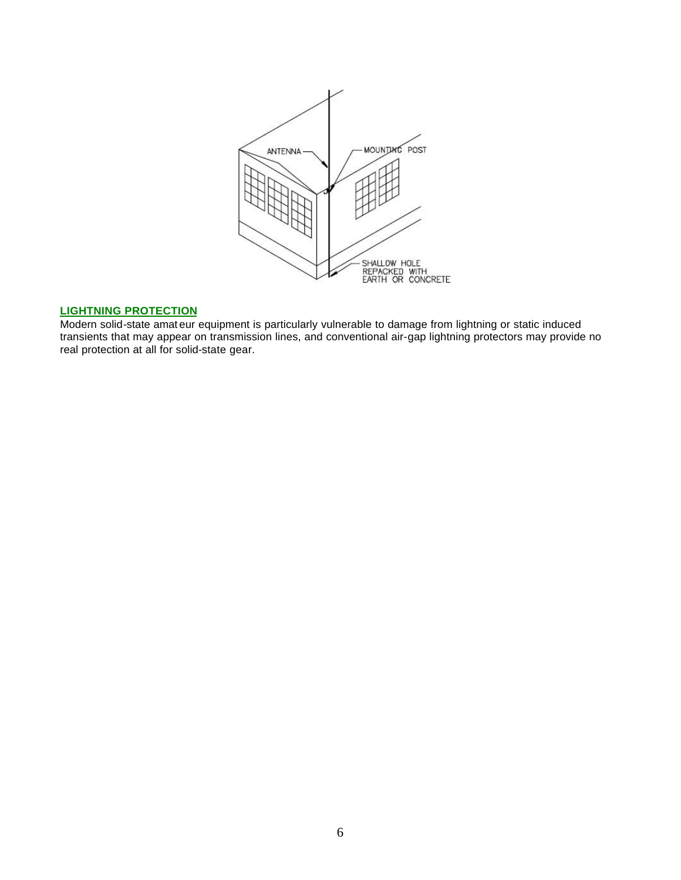ANTENNA

MOUNTING POST

SHALLOW HOLE
REPACKED WITH
EARTH OR CONCRETE

## LIGHTNING PROTECTION

Modern solid-state amateur equipment is particularly vulnerable to damage from lightning or static induced transients that may appear on transmission lines, and conventional air-gap lightning protectors may provide no real protection at all for solid-state gear.